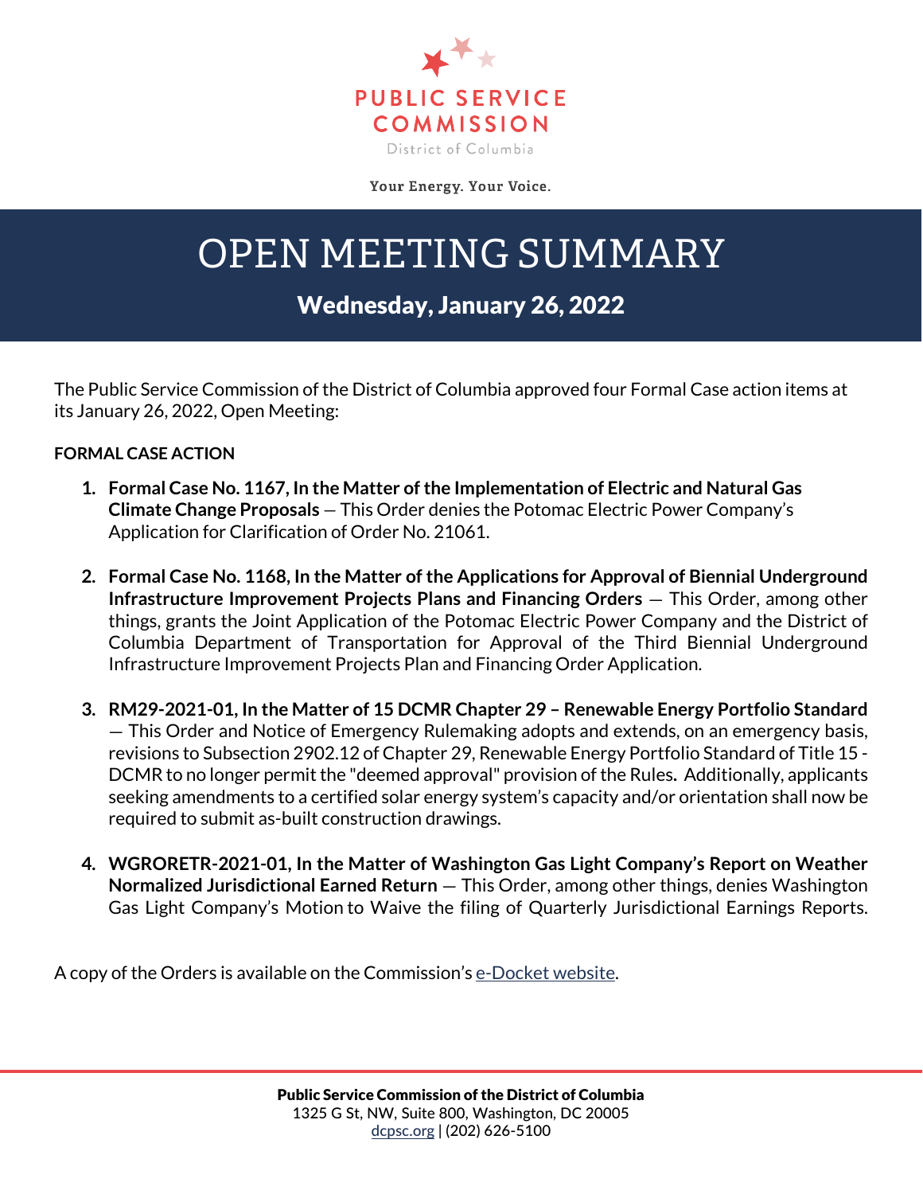PUBLIC SERVICE COMMISSION

District of Columbia

Your Energy. Your Voice.

# OPEN MEETING SUMMARY

## Wednesday, January 26, 2022

The Public Service Commission of the District of Columbia approved four Formal Case action items at its January 26, 2022, Open Meeting:

**FORMAL CASE ACTION**

1. **Formal Case No. 1167, In the Matter of the Implementation of Electric and Natural Gas Climate Change Proposals** — This Order denies the Potomac Electric Power Company's Application for Clarification of Order No. 21061.

2. **Formal Case No. 1168, In the Matter of the Applications for Approval of Biennial Underground Infrastructure Improvement Projects Plans and Financing Orders** — This Order, among other things, grants the Joint Application of the Potomac Electric Power Company and the District of Columbia Department of Transportation for Approval of the Third Biennial Underground Infrastructure Improvement Projects Plan and Financing Order Application.

3. **RM29-2021-01, In the Matter of 15 DCMR Chapter 29 – Renewable Energy Portfolio Standard** — This Order and Notice of Emergency Rulemaking adopts and extends, on an emergency basis, revisions to Subsection 2902.12 of Chapter 29, Renewable Energy Portfolio Standard of Title 15 - DCMR to no longer permit the "deemed approval" provision of the Rules**.** Additionally, applicants seeking amendments to a certified solar energy system's capacity and/or orientation shall now be required to submit as-built construction drawings.

4. **WGRORETR-2021-01, In the Matter of Washington Gas Light Company's Report on Weather Normalized Jurisdictional Earned Return** — This Order, among other things, denies Washington Gas Light Company's Motion to Waive the filing of Quarterly Jurisdictional Earnings Reports.

A copy of the Orders is available on the Commission's [e-Docket website](#).

**Public Service Commission of the District of Columbia**
1325 G St, NW, Suite 800, Washington, DC 20005
[dcpsc.org](#) | (202) 626-5100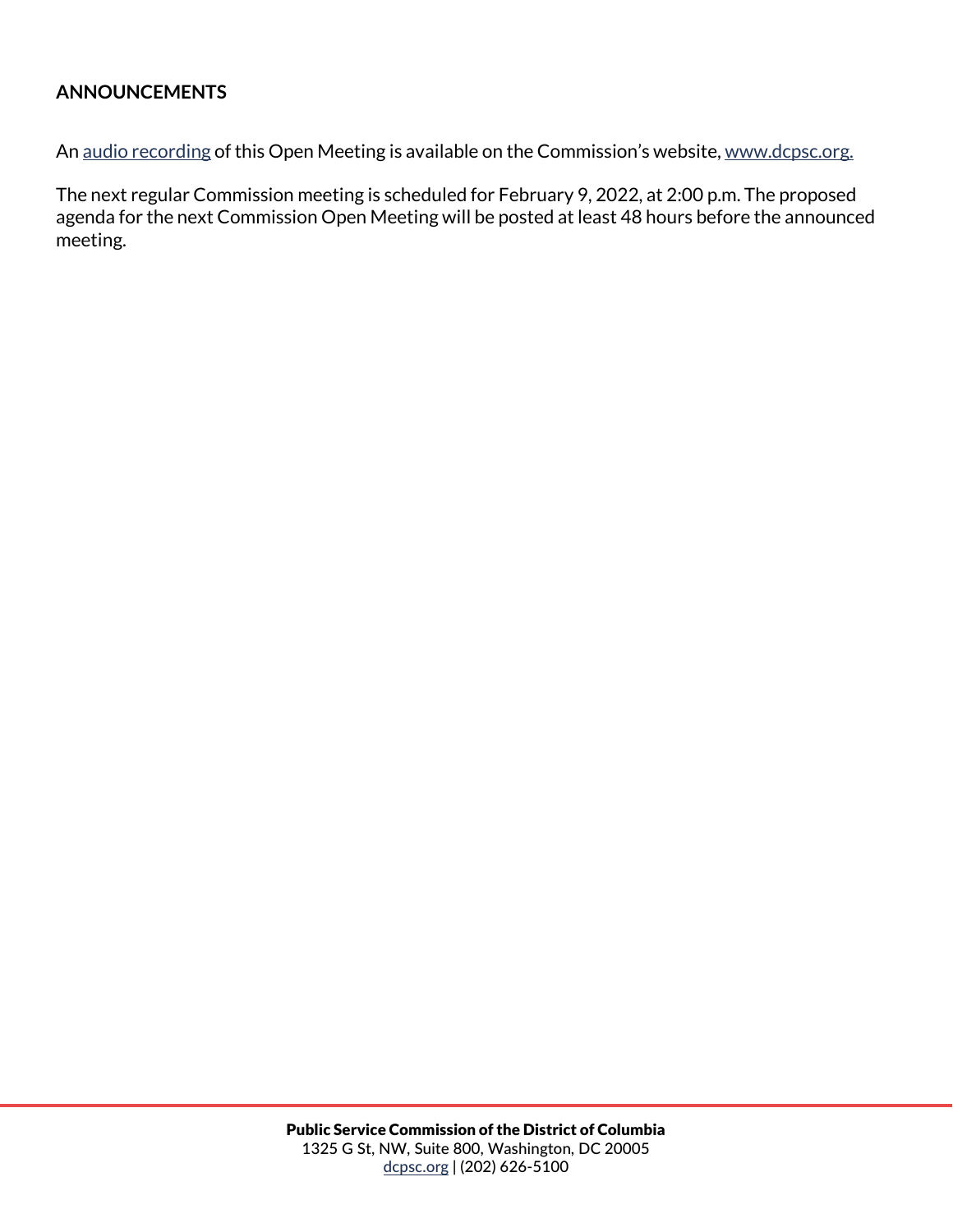**ANNOUNCEMENTS**

An audio recording of this Open Meeting is available on the Commission's website, www.dcpsc.org.

The next regular Commission meeting is scheduled for February 9, 2022, at 2:00 p.m. The proposed agenda for the next Commission Open Meeting will be posted at least 48 hours before the announced meeting.